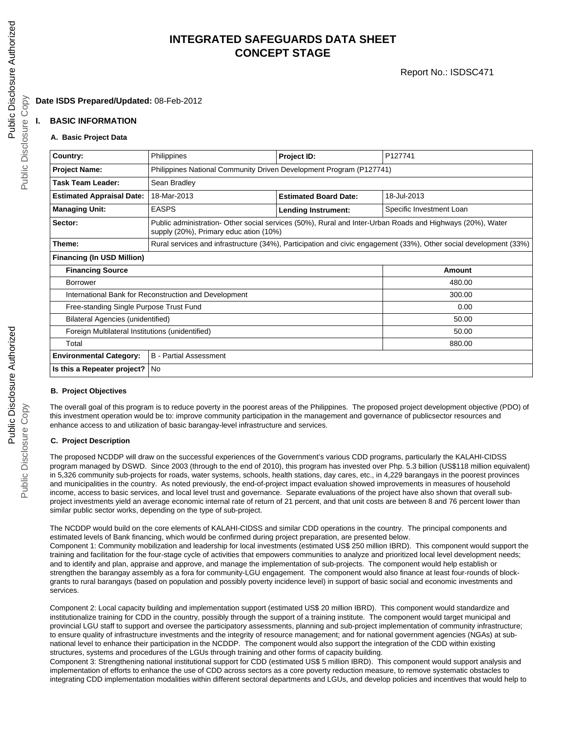# INTEGRATED SAFEGUARDS DATA SHEET
# CONCEPT STAGE

Report No.: ISDSC471

**Date ISDS Prepared/Updated:** 08-Feb-2012

## I. BASIC INFORMATION

### A. Basic Project Data

| **Country:** | Philippines | **Project ID:** | P127741 |
|---|---|---|---|
| **Project Name:** | Philippines National Community Driven Development Program (P127741) | | |
| **Task Team Leader:** | Sean Bradley | | |
| **Estimated Appraisal Date:** | 18-Mar-2013 | **Estimated Board Date:** | 18-Jul-2013 |
| **Managing Unit:** | EASPS | **Lending Instrument:** | Specific Investment Loan |
| **Sector:** | Public administration- Other social services (50%), Rural and Inter-Urban Roads and Highways (20%), Water supply (20%), Primary educ ation (10%) | | |
| **Theme:** | Rural services and infrastructure (34%), Participation and civic engagement (33%), Other social development (33%) | | |
| **Financing (In USD Million)** | | | |
| **Financing Source** | | | **Amount** |
| Borrower | | | 480.00 |
| International Bank for Reconstruction and Development | | | 300.00 |
| Free-standing Single Purpose Trust Fund | | | 0.00 |
| Bilateral Agencies (unidentified) | | | 50.00 |
| Foreign Multilateral Institutions (unidentified) | | | 50.00 |
| Total | | | 880.00 |
| **Environmental Category:** | B - Partial Assessment | | |
| **Is this a Repeater project?** | No | | |

### B. Project Objectives

The overall goal of this program is to reduce poverty in the poorest areas of the Philippines. The proposed project development objective (PDO) of this investment operation would be to: improve community participation in the management and governance of publicsector resources and enhance access to and utilization of basic barangay-level infrastructure and services.

### C. Project Description

The proposed NCDDP will draw on the successful experiences of the Government's various CDD programs, particularly the KALAHI-CIDSS program managed by DSWD. Since 2003 (through to the end of 2010), this program has invested over Php. 5.3 billion (US$118 million equivalent) in 5,326 community sub-projects for roads, water systems, schools, health stations, day cares, etc., in 4,229 barangays in the poorest provinces and municipalities in the country. As noted previously, the end-of-project impact evaluation showed improvements in measures of household income, access to basic services, and local level trust and governance. Separate evaluations of the project have also shown that overall sub-project investments yield an average economic internal rate of return of 21 percent, and that unit costs are between 8 and 76 percent lower than similar public sector works, depending on the type of sub-project.

The NCDDP would build on the core elements of KALAHI-CIDSS and similar CDD operations in the country. The principal components and estimated levels of Bank financing, which would be confirmed during project preparation, are presented below.
Component 1: Community mobilization and leadership for local investments (estimated US$ 250 million IBRD). This component would support the training and facilitation for the four-stage cycle of activities that empowers communities to analyze and prioritized local level development needs; and to identify and plan, appraise and approve, and manage the implementation of sub-projects. The component would help establish or strengthen the barangay assembly as a fora for community-LGU engagement. The component would also finance at least four-rounds of block-grants to rural barangays (based on population and possibly poverty incidence level) in support of basic social and economic investments and services.

Component 2: Local capacity building and implementation support (estimated US$ 20 million IBRD). This component would standardize and institutionalize training for CDD in the country, possibly through the support of a training institute. The component would target municipal and provincial LGU staff to support and oversee the participatory assessments, planning and sub-project implementation of community infrastructure; to ensure quality of infrastructure investments and the integrity of resource management; and for national government agencies (NGAs) at sub-national level to enhance their participation in the NCDDP. The component would also support the integration of the CDD within existing structures, systems and procedures of the LGUs through training and other forms of capacity building.
Component 3: Strengthening national institutional support for CDD (estimated US$ 5 million IBRD). This component would support analysis and implementation of efforts to enhance the use of CDD across sectors as a core poverty reduction measure, to remove systematic obstacles to integrating CDD implementation modalities within different sectoral departments and LGUs, and develop policies and incentives that would help to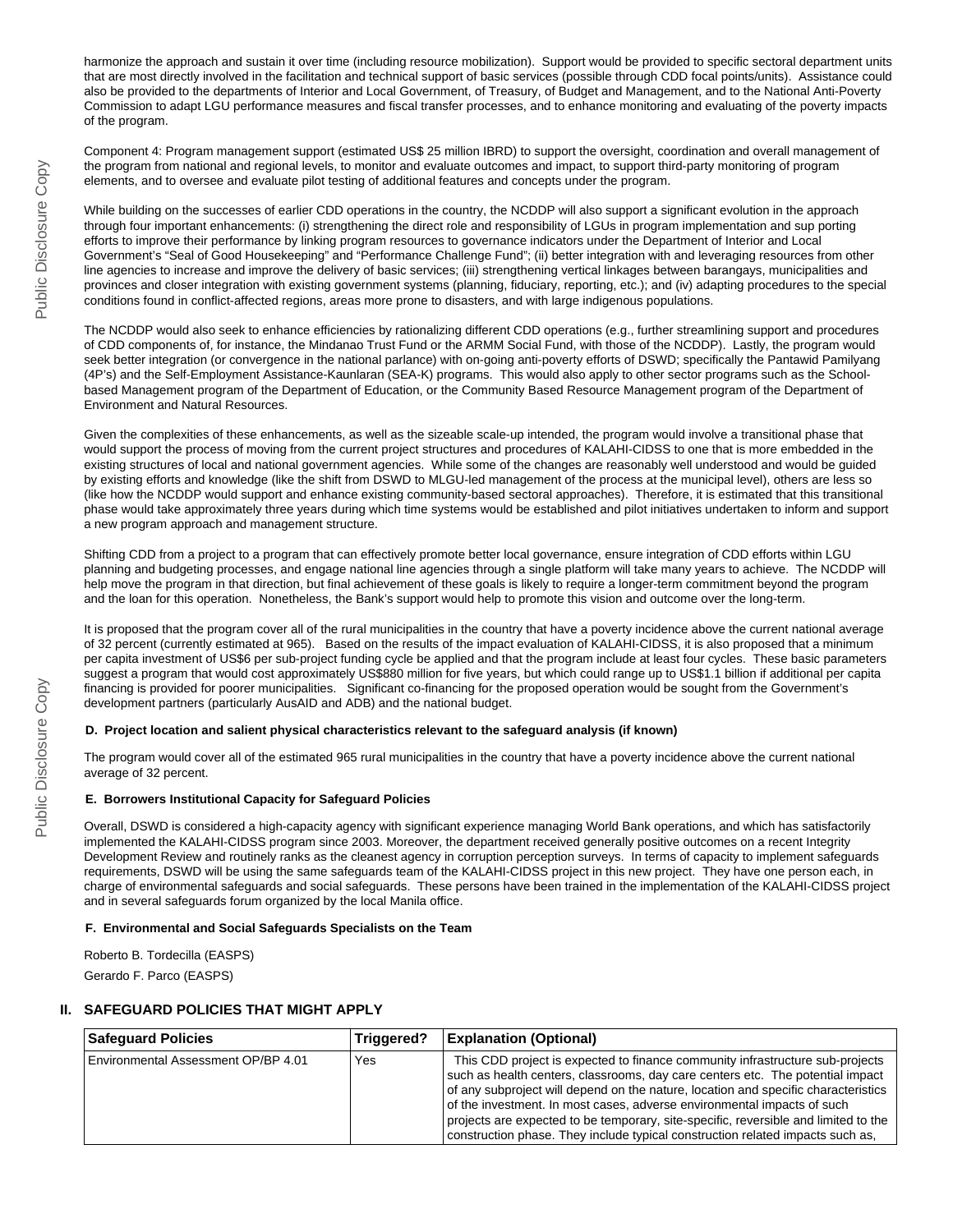harmonize the approach and sustain it over time (including resource mobilization). Support would be provided to specific sectoral department units that are most directly involved in the facilitation and technical support of basic services (possible through CDD focal points/units). Assistance could also be provided to the departments of Interior and Local Government, of Treasury, of Budget and Management, and to the National Anti-Poverty Commission to adapt LGU performance measures and fiscal transfer processes, and to enhance monitoring and evaluating of the poverty impacts of the program.

Component 4: Program management support (estimated US$ 25 million IBRD) to support the oversight, coordination and overall management of the program from national and regional levels, to monitor and evaluate outcomes and impact, to support third-party monitoring of program elements, and to oversee and evaluate pilot testing of additional features and concepts under the program.

While building on the successes of earlier CDD operations in the country, the NCDDP will also support a significant evolution in the approach through four important enhancements: (i) strengthening the direct role and responsibility of LGUs in program implementation and sup porting efforts to improve their performance by linking program resources to governance indicators under the Department of Interior and Local Government's "Seal of Good Housekeeping" and "Performance Challenge Fund"; (ii) better integration with and leveraging resources from other line agencies to increase and improve the delivery of basic services; (iii) strengthening vertical linkages between barangays, municipalities and provinces and closer integration with existing government systems (planning, fiduciary, reporting, etc.); and (iv) adapting procedures to the special conditions found in conflict-affected regions, areas more prone to disasters, and with large indigenous populations.

The NCDDP would also seek to enhance efficiencies by rationalizing different CDD operations (e.g., further streamlining support and procedures of CDD components of, for instance, the Mindanao Trust Fund or the ARMM Social Fund, with those of the NCDDP). Lastly, the program would seek better integration (or convergence in the national parlance) with on-going anti-poverty efforts of DSWD; specifically the Pantawid Pamilyang (4P's) and the Self-Employment Assistance-Kaunlaran (SEA-K) programs. This would also apply to other sector programs such as the School-based Management program of the Department of Education, or the Community Based Resource Management program of the Department of Environment and Natural Resources.

Given the complexities of these enhancements, as well as the sizeable scale-up intended, the program would involve a transitional phase that would support the process of moving from the current project structures and procedures of KALAHI-CIDSS to one that is more embedded in the existing structures of local and national government agencies. While some of the changes are reasonably well understood and would be guided by existing efforts and knowledge (like the shift from DSWD to MLGU-led management of the process at the municipal level), others are less so (like how the NCDDP would support and enhance existing community-based sectoral approaches). Therefore, it is estimated that this transitional phase would take approximately three years during which time systems would be established and pilot initiatives undertaken to inform and support a new program approach and management structure.

Shifting CDD from a project to a program that can effectively promote better local governance, ensure integration of CDD efforts within LGU planning and budgeting processes, and engage national line agencies through a single platform will take many years to achieve. The NCDDP will help move the program in that direction, but final achievement of these goals is likely to require a longer-term commitment beyond the program and the loan for this operation. Nonetheless, the Bank's support would help to promote this vision and outcome over the long-term.

It is proposed that the program cover all of the rural municipalities in the country that have a poverty incidence above the current national average of 32 percent (currently estimated at 965). Based on the results of the impact evaluation of KALAHI-CIDSS, it is also proposed that a minimum per capita investment of US$6 per sub-project funding cycle be applied and that the program include at least four cycles. These basic parameters suggest a program that would cost approximately US$880 million for five years, but which could range up to US$1.1 billion if additional per capita financing is provided for poorer municipalities. Significant co-financing for the proposed operation would be sought from the Government's development partners (particularly AusAID and ADB) and the national budget.

### D. Project location and salient physical characteristics relevant to the safeguard analysis (if known)

The program would cover all of the estimated 965 rural municipalities in the country that have a poverty incidence above the current national average of 32 percent.

### E. Borrowers Institutional Capacity for Safeguard Policies

Overall, DSWD is considered a high-capacity agency with significant experience managing World Bank operations, and which has satisfactorily implemented the KALAHI-CIDSS program since 2003. Moreover, the department received generally positive outcomes on a recent Integrity Development Review and routinely ranks as the cleanest agency in corruption perception surveys. In terms of capacity to implement safeguards requirements, DSWD will be using the same safeguards team of the KALAHI-CIDSS project in this new project. They have one person each, in charge of environmental safeguards and social safeguards. These persons have been trained in the implementation of the KALAHI-CIDSS project and in several safeguards forum organized by the local Manila office.

### F. Environmental and Social Safeguards Specialists on the Team

Roberto B. Tordecilla (EASPS)

Gerardo F. Parco (EASPS)

## II. SAFEGUARD POLICIES THAT MIGHT APPLY

| Safeguard Policies | Triggered? | Explanation (Optional) |
|---|---|---|
| Environmental Assessment OP/BP 4.01 | Yes | This CDD project is expected to finance community infrastructure sub-projects such as health centers, classrooms, day care centers etc. The potential impact of any subproject will depend on the nature, location and specific characteristics of the investment. In most cases, adverse environmental impacts of such projects are expected to be temporary, site-specific, reversible and limited to the construction phase. They include typical construction related impacts such as, |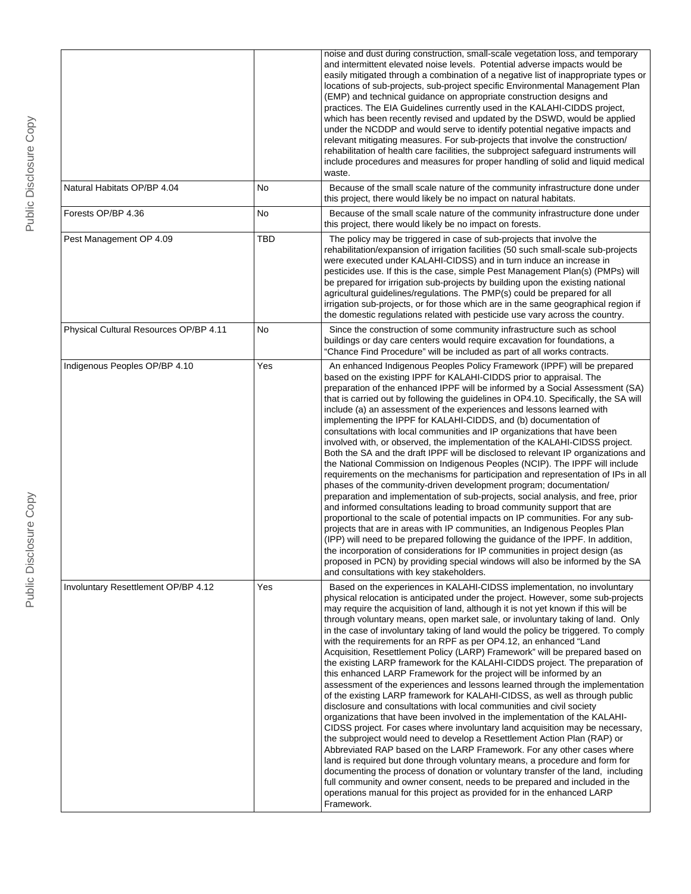| | | |
|---|---|---|
| | | noise and dust during construction, small-scale vegetation loss, and temporary and intermittent elevated noise levels. Potential adverse impacts would be easily mitigated through a combination of a negative list of inappropriate types or locations of sub-projects, sub-project specific Environmental Management Plan (EMP) and technical guidance on appropriate construction designs and practices. The EIA Guidelines currently used in the KALAHI-CIDDS project, which has been recently revised and updated by the DSWD, would be applied under the NCDDP and would serve to identify potential negative impacts and relevant mitigating measures. For sub-projects that involve the construction/ rehabilitation of health care facilities, the subproject safeguard instruments will include procedures and measures for proper handling of solid and liquid medical waste. |
| Natural Habitats OP/BP 4.04 | No | Because of the small scale nature of the community infrastructure done under this project, there would likely be no impact on natural habitats. |
| Forests OP/BP 4.36 | No | Because of the small scale nature of the community infrastructure done under this project, there would likely be no impact on forests. |
| Pest Management OP 4.09 | TBD | The policy may be triggered in case of sub-projects that involve the rehabilitation/expansion of irrigation facilities (50 such small-scale sub-projects were executed under KALAHI-CIDSS) and in turn induce an increase in pesticides use. If this is the case, simple Pest Management Plan(s) (PMPs) will be prepared for irrigation sub-projects by building upon the existing national agricultural guidelines/regulations. The PMP(s) could be prepared for all irrigation sub-projects, or for those which are in the same geographical region if the domestic regulations related with pesticide use vary across the country. |
| Physical Cultural Resources OP/BP 4.11 | No | Since the construction of some community infrastructure such as school buildings or day care centers would require excavation for foundations, a "Chance Find Procedure" will be included as part of all works contracts. |
| Indigenous Peoples OP/BP 4.10 | Yes | An enhanced Indigenous Peoples Policy Framework (IPPF) will be prepared based on the existing IPPF for KALAHI-CIDDS prior to appraisal. The preparation of the enhanced IPPF will be informed by a Social Assessment (SA) that is carried out by following the guidelines in OP4.10. Specifically, the SA will include (a) an assessment of the experiences and lessons learned with implementing the IPPF for KALAHI-CIDDS, and (b) documentation of consultations with local communities and IP organizations that have been involved with, or observed, the implementation of the KALAHI-CIDSS project. Both the SA and the draft IPPF will be disclosed to relevant IP organizations and the National Commission on Indigenous Peoples (NCIP). The IPPF will include requirements on the mechanisms for participation and representation of IPs in all phases of the community-driven development program; documentation/ preparation and implementation of sub-projects, social analysis, and free, prior and informed consultations leading to broad community support that are proportional to the scale of potential impacts on IP communities. For any sub-projects that are in areas with IP communities, an Indigenous Peoples Plan (IPP) will need to be prepared following the guidance of the IPPF. In addition, the incorporation of considerations for IP communities in project design (as proposed in PCN) by providing special windows will also be informed by the SA and consultations with key stakeholders. |
| Involuntary Resettlement OP/BP 4.12 | Yes | Based on the experiences in KALAHI-CIDSS implementation, no involuntary physical relocation is anticipated under the project. However, some sub-projects may require the acquisition of land, although it is not yet known if this will be through voluntary means, open market sale, or involuntary taking of land. Only in the case of involuntary taking of land would the policy be triggered. To comply with the requirements for an RPF as per OP4.12, an enhanced "Land Acquisition, Resettlement Policy (LARP) Framework" will be prepared based on the existing LARP framework for the KALAHI-CIDDS project. The preparation of this enhanced LARP Framework for the project will be informed by an assessment of the experiences and lessons learned through the implementation of the existing LARP framework for KALAHI-CIDSS, as well as through public disclosure and consultations with local communities and civil society organizations that have been involved in the implementation of the KALAHI-CIDSS project. For cases where involuntary land acquisition may be necessary, the subproject would need to develop a Resettlement Action Plan (RAP) or Abbreviated RAP based on the LARP Framework. For any other cases where land is required but done through voluntary means, a procedure and form for documenting the process of donation or voluntary transfer of the land, including full community and owner consent, needs to be prepared and included in the operations manual for this project as provided for in the enhanced LARP Framework. |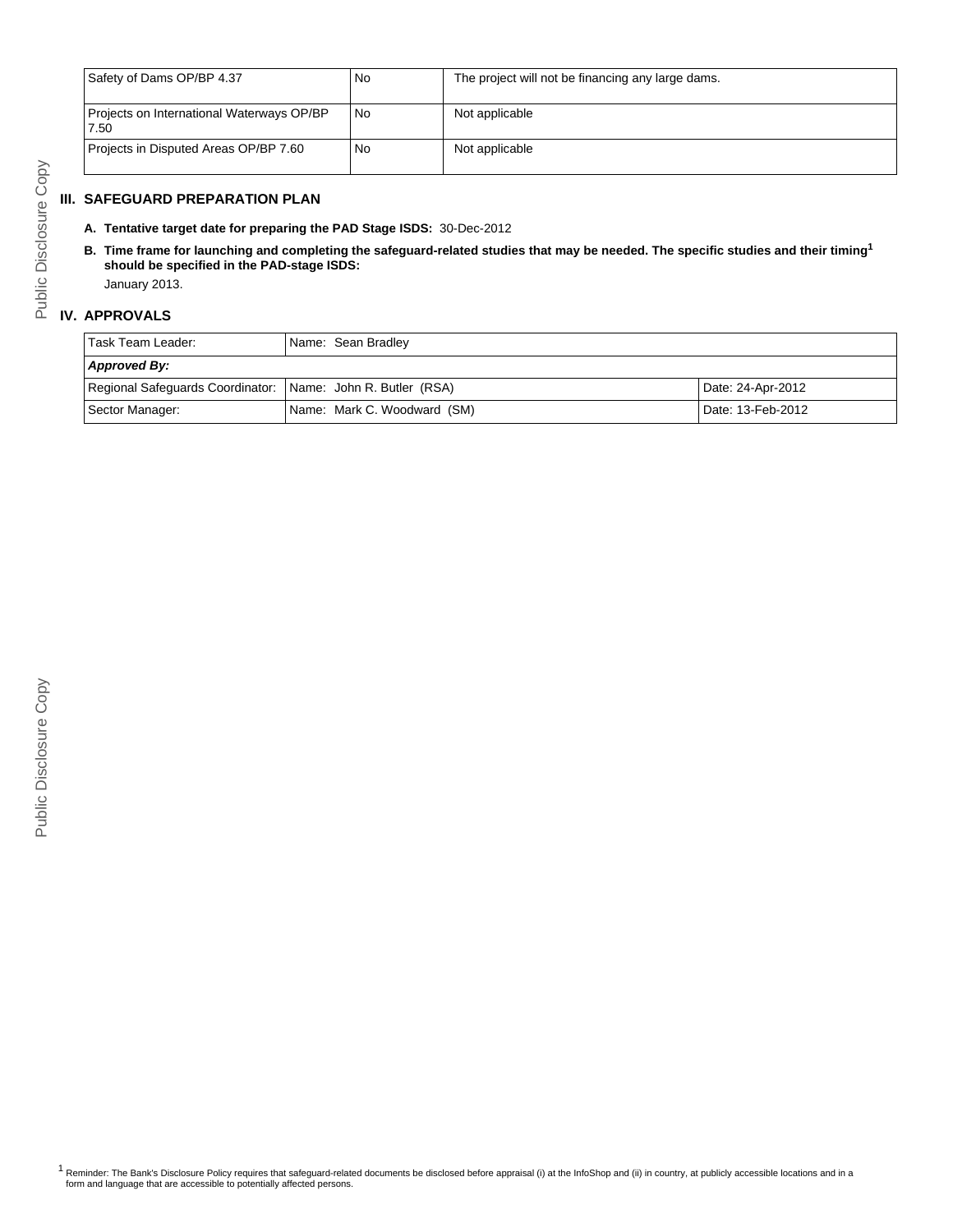| | | |
|---|---|---|
| Safety of Dams OP/BP 4.37 | No | The project will not be financing any large dams. |
| Projects on International Waterways OP/BP 7.50 | No | Not applicable |
| Projects in Disputed Areas OP/BP 7.60 | No | Not applicable |

## III. SAFEGUARD PREPARATION PLAN

**A. Tentative target date for preparing the PAD Stage ISDS:** 30-Dec-2012

**B. Time frame for launching and completing the safeguard-related studies that may be needed. The specific studies and their timing[1] should be specified in the PAD-stage ISDS:**

January 2013.

## IV. APPROVALS

| | | |
|---|---|---|
| Task Team Leader: | Name: Sean Bradley | |
| ***Approved By:*** | | |
| Regional Safeguards Coordinator: | Name: John R. Butler (RSA) | Date: 24-Apr-2012 |
| Sector Manager: | Name: Mark C. Woodward (SM) | Date: 13-Feb-2012 |

[1] Reminder: The Bank's Disclosure Policy requires that safeguard-related documents be disclosed before appraisal (i) at the InfoShop and (ii) in country, at publicly accessible locations and in a form and language that are accessible to potentially affected persons.